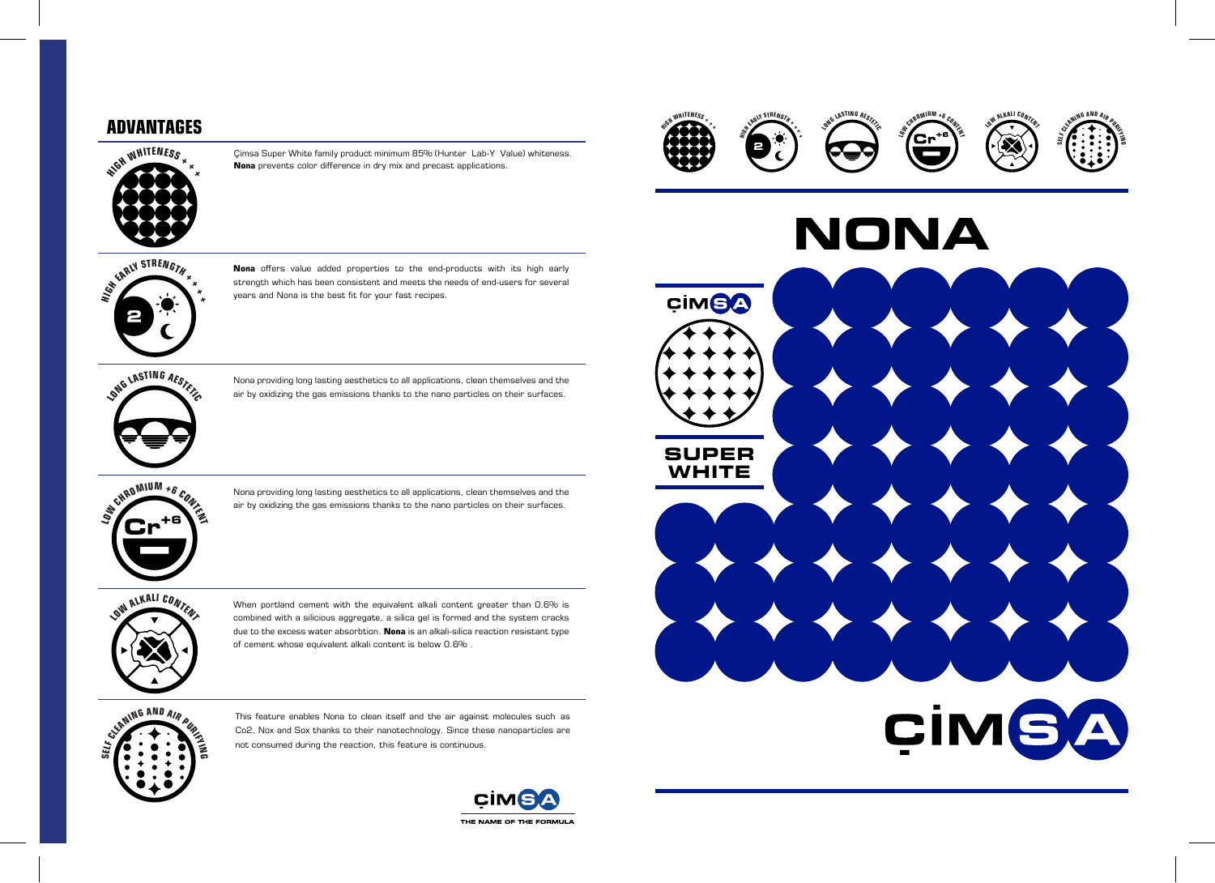## ADVANTAGES

**HIGH WHITENESS**

Çimsa Super White family product minimum 85% (Hunter Lab-Y Value) whiteness. **Nona** prevents color difference in dry mix and precast applications.

**HIGH EARLY STRENGTH**

**Nona** offers value added properties to the end-products with its high early strength which has been consistent and meets the needs of end-users for several years and Nona is the best fit for your fast recipes.

**LONG LASTING AESTETIC**

Nona providing long lasting aesthetics to all applications, clean themselves and the air by oxidizing the gas emissions thanks to the nano particles on their surfaces.

**LOW CHROMIUM +6 CONTENT**

Nona providing long lasting aesthetics to all applications, clean themselves and the air by oxidizing the gas emissions thanks to the nano particles on their surfaces.

**LOW ALKALI CONTENT**

When portland cement with the equivalent alkali content greater than 0.6% is combined with a silicious aggregate, a silica gel is formed and the system cracks due to the excess water absorbtion. **Nona** is an alkali-silica reaction resistant type of cement whose equivalent alkali content is below 0.6% .

**SELF CLEANING AND AIR PURIFYING**

This feature enables Nona to clean itself and the air against molecules such as Co2, Nox and Sox thanks to their nanotechnology. Since these nanoparticles are not consumed during the reaction, this feature is continuous.

ÇİMSA
THE NAME OF THE FORMULA

# NONA

ÇİMSA

SUPER WHITE

ÇİMSA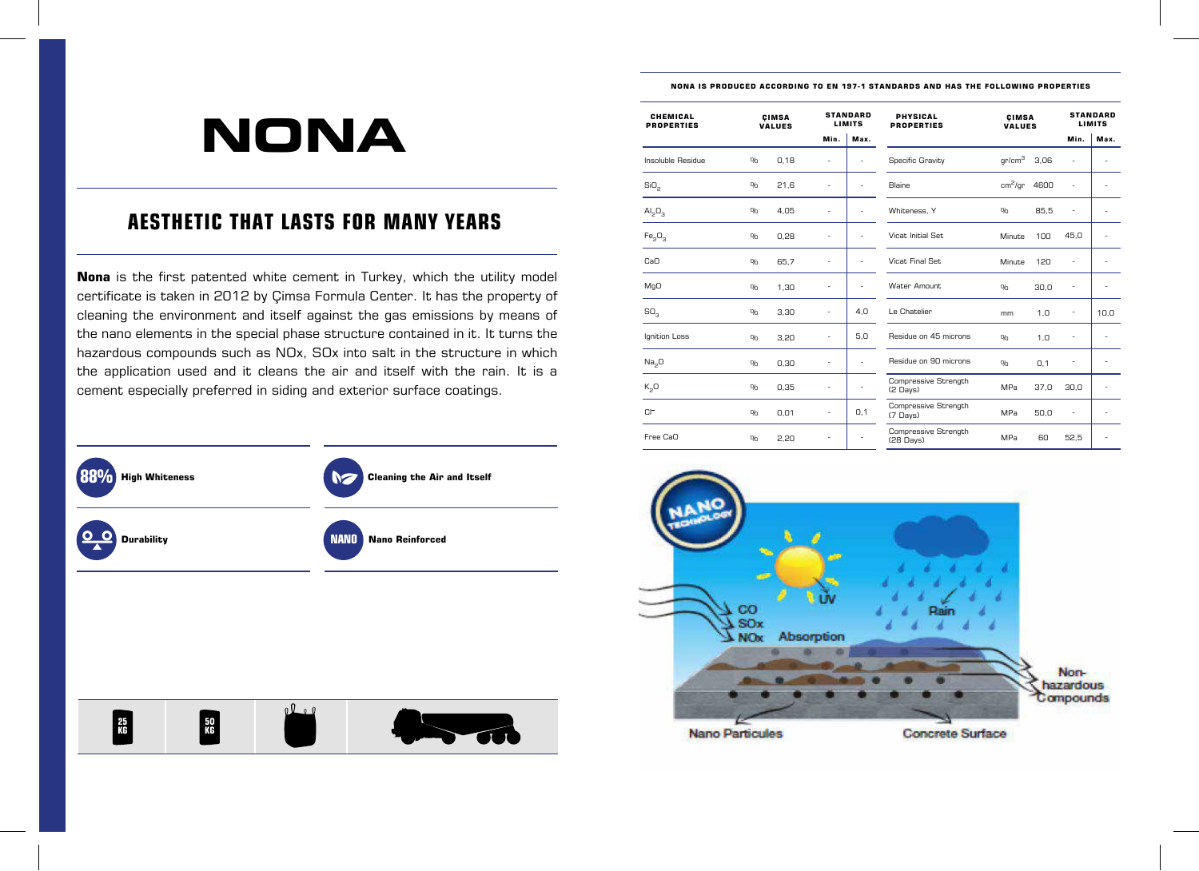# NONA

## AESTHETIC THAT LASTS FOR MANY YEARS

**Nona** is the first patented white cement in Turkey, which the utility model certificate is taken in 2012 by Çimsa Formula Center. It has the property of cleaning the environment and itself against the gas emissions by means of the nano elements in the special phase structure contained in it. It turns the hazardous compounds such as NOx, SOx into salt in the structure in which the application used and it cleans the air and itself with the rain. It is a cement especially preferred in siding and exterior surface coatings.

- 88% High Whiteness
- Cleaning the Air and Itself
- Durability
- NANO Nano Reinforced

25 KG

50 KG

NONA IS PRODUCED ACCORDING TO EN 197-1 STANDARDS AND HAS THE FOLLOWING PROPERTIES

| CHEMICAL PROPERTIES | | ÇIMSA VALUES | STANDARD LIMITS | |
|---|---|---|---|---|
| | | | Min. | Max. |
| Insoluble Residue | % | 0,18 | - | - |
| $SiO_2$ | % | 21,6 | - | - |
| $Al_2O_3$ | % | 4,05 | - | - |
| $Fe_2O_3$ | % | 0,28 | - | - |
| CaO | % | 65,7 | - | - |
| MgO | % | 1,30 | - | - |
| $SO_3$ | % | 3,30 | - | 4,0 |
| Ignition Loss | % | 3,20 | - | 5,0 |
| $Na_2O$ | % | 0,30 | - | - |
| $K_2O$ | % | 0,35 | - | - |
| $Cl^-$ | % | 0,01 | - | 0,1 |
| Free CaO | % | 2,20 | - | - |

| PHYSICAL PROPERTIES | | ÇIMSA VALUES | STANDARD LIMITS | |
|---|---|---|---|---|
| | | | Min. | Max. |
| Specific Gravity | gr/cm³ | 3,06 | - | - |
| Blaine | cm²/gr | 4600 | - | - |
| Whiteness, Y | % | 85,5 | - | - |
| Vicat Initial Set | Minute | 100 | 45,0 | - |
| Vicat Final Set | Minute | 120 | - | - |
| Water Amount | % | 30,0 | - | - |
| Le Chatelier | mm | 1,0 | - | 10,0 |
| Residue on 45 microns | % | 1,0 | - | - |
| Residue on 90 microns | % | 0,1 | - | - |
| Compressive Strength (2 Days) | MPa | 37,0 | 30,0 | - |
| Compressive Strength (7 Days) | MPa | 50,0 | - | - |
| Compressive Strength (28 Days) | MPa | 60 | 52,5 | - |

NANO TECHNOLOGY

CO
SOx
NOx
UV
Absorption
Rain
Non-hazardous Compounds
Nano Particules
Concrete Surface